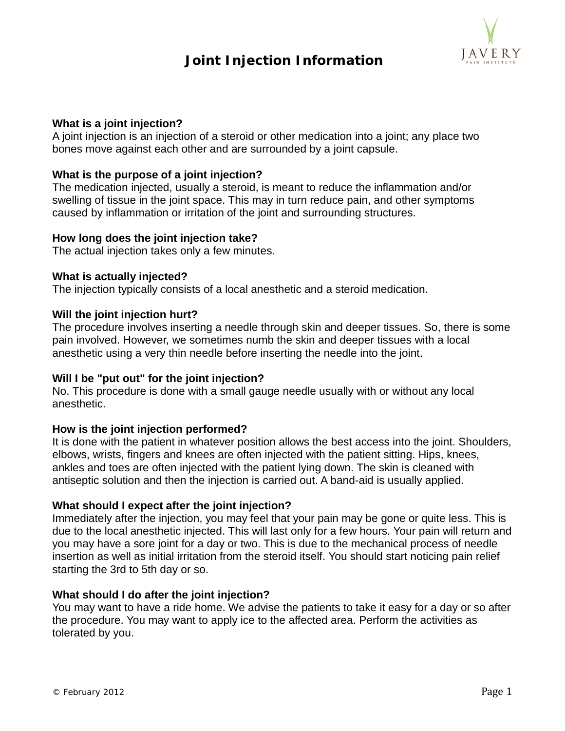# Joint Injection Information

**What is a joint injection?**
A joint injection is an injection of a steroid or other medication into a joint; any place two bones move against each other and are surrounded by a joint capsule.

**What is the purpose of a joint injection?**
The medication injected, usually a steroid, is meant to reduce the inflammation and/or swelling of tissue in the joint space. This may in turn reduce pain, and other symptoms caused by inflammation or irritation of the joint and surrounding structures.

**How long does the joint injection take?**
The actual injection takes only a few minutes.

**What is actually injected?**
The injection typically consists of a local anesthetic and a steroid medication.

**Will the joint injection hurt?**
The procedure involves inserting a needle through skin and deeper tissues. So, there is some pain involved. However, we sometimes numb the skin and deeper tissues with a local anesthetic using a very thin needle before inserting the needle into the joint.

**Will I be "put out" for the joint injection?**
No. This procedure is done with a small gauge needle usually with or without any local anesthetic.

**How is the joint injection performed?**
It is done with the patient in whatever position allows the best access into the joint. Shoulders, elbows, wrists, fingers and knees are often injected with the patient sitting. Hips, knees, ankles and toes are often injected with the patient lying down. The skin is cleaned with antiseptic solution and then the injection is carried out. A band-aid is usually applied.

**What should I expect after the joint injection?**
Immediately after the injection, you may feel that your pain may be gone or quite less. This is due to the local anesthetic injected. This will last only for a few hours. Your pain will return and you may have a sore joint for a day or two. This is due to the mechanical process of needle insertion as well as initial irritation from the steroid itself. You should start noticing pain relief starting the 3rd to 5th day or so.

**What should I do after the joint injection?**
You may want to have a ride home. We advise the patients to take it easy for a day or so after the procedure. You may want to apply ice to the affected area. Perform the activities as tolerated by you.

© February 2012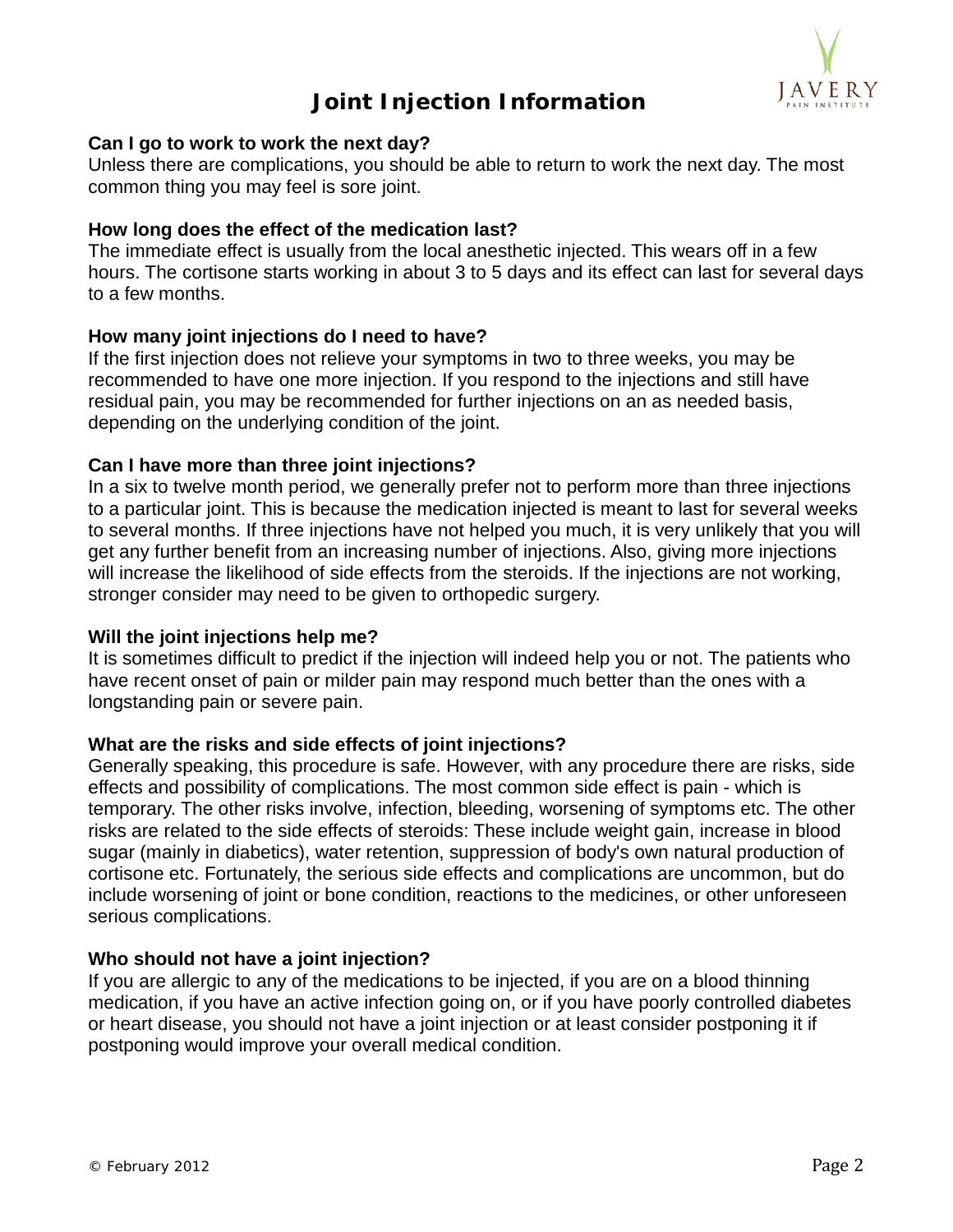# Joint Injection Information

**Can I go to work to work the next day?**
Unless there are complications, you should be able to return to work the next day. The most common thing you may feel is sore joint.

**How long does the effect of the medication last?**
The immediate effect is usually from the local anesthetic injected. This wears off in a few hours. The cortisone starts working in about 3 to 5 days and its effect can last for several days to a few months.

**How many joint injections do I need to have?**
If the first injection does not relieve your symptoms in two to three weeks, you may be recommended to have one more injection. If you respond to the injections and still have residual pain, you may be recommended for further injections on an as needed basis, depending on the underlying condition of the joint.

**Can I have more than three joint injections?**
In a six to twelve month period, we generally prefer not to perform more than three injections to a particular joint. This is because the medication injected is meant to last for several weeks to several months. If three injections have not helped you much, it is very unlikely that you will get any further benefit from an increasing number of injections. Also, giving more injections will increase the likelihood of side effects from the steroids. If the injections are not working, stronger consider may need to be given to orthopedic surgery.

**Will the joint injections help me?**
It is sometimes difficult to predict if the injection will indeed help you or not. The patients who have recent onset of pain or milder pain may respond much better than the ones with a longstanding pain or severe pain.

**What are the risks and side effects of joint injections?**
Generally speaking, this procedure is safe. However, with any procedure there are risks, side effects and possibility of complications. The most common side effect is pain - which is temporary. The other risks involve, infection, bleeding, worsening of symptoms etc. The other risks are related to the side effects of steroids: These include weight gain, increase in blood sugar (mainly in diabetics), water retention, suppression of body's own natural production of cortisone etc. Fortunately, the serious side effects and complications are uncommon, but do include worsening of joint or bone condition, reactions to the medicines, or other unforeseen serious complications.

**Who should not have a joint injection?**
If you are allergic to any of the medications to be injected, if you are on a blood thinning medication, if you have an active infection going on, or if you have poorly controlled diabetes or heart disease, you should not have a joint injection or at least consider postponing it if postponing would improve your overall medical condition.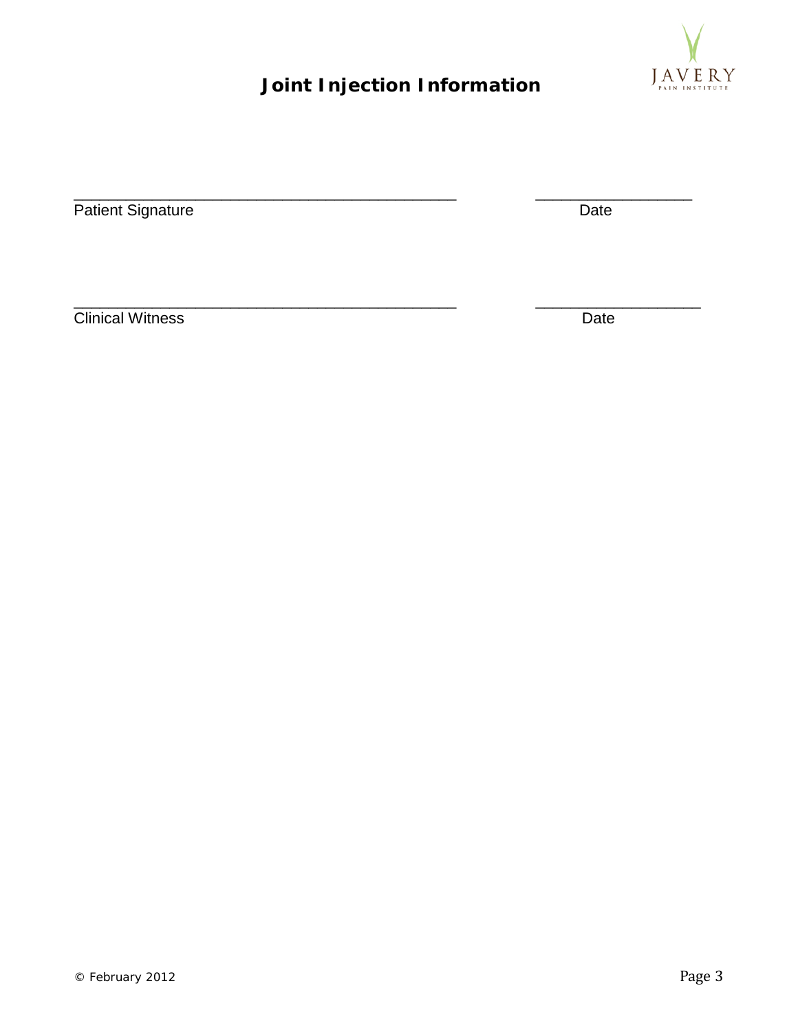# Joint Injection Information

_____________________________________________ __________________

Patient Signature Date

_____________________________________________ __________________

Clinical Witness Date

© February 2012